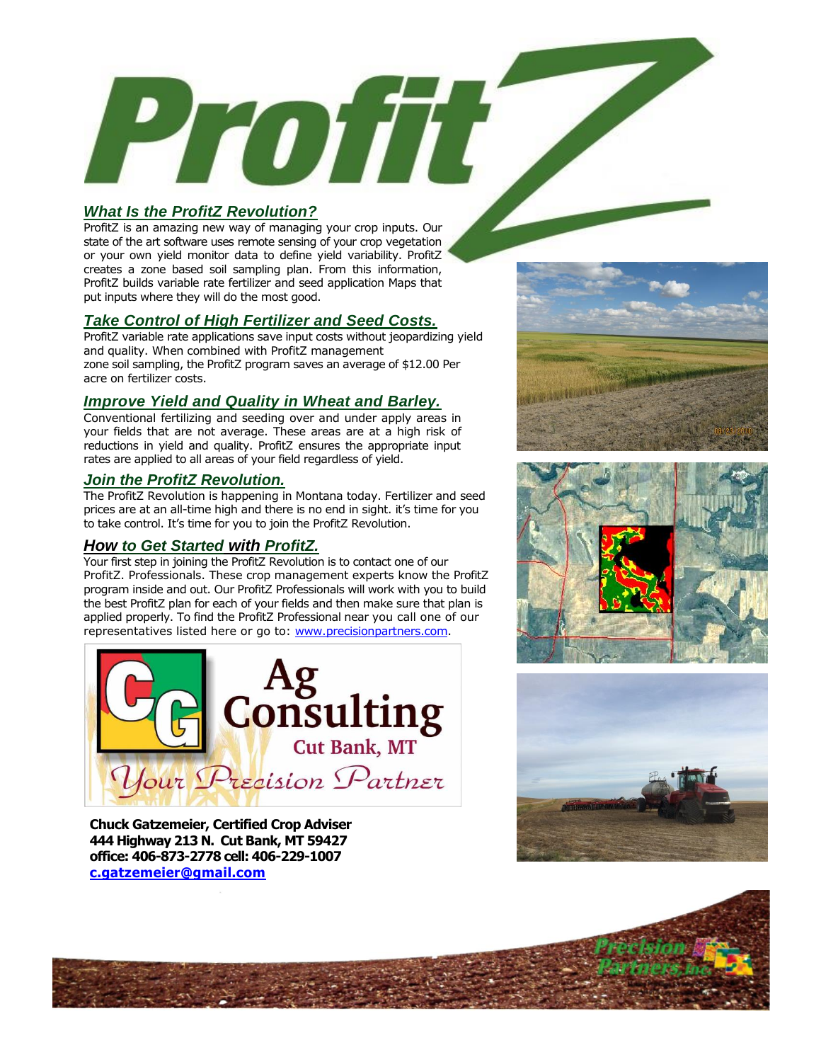# ProfitZ

## What Is the ProfitZ Revolution?

ProfitZ is an amazing new way of managing your crop inputs. Our state of the art software uses remote sensing of your crop vegetation or your own yield monitor data to define yield variability. ProfitZ creates a zone based soil sampling plan. From this information, ProfitZ builds variable rate fertilizer and seed application Maps that put inputs where they will do the most good.

## Take Control of High Fertilizer and Seed Costs.

ProfitZ variable rate applications save input costs without jeopardizing yield and quality. When combined with ProfitZ management zone soil sampling, the ProfitZ program saves an average of $12.00 Per acre on fertilizer costs.

## Improve Yield and Quality in Wheat and Barley.

Conventional fertilizing and seeding over and under apply areas in your fields that are not average. These areas are at a high risk of reductions in yield and quality. ProfitZ ensures the appropriate input rates are applied to all areas of your field regardless of yield.

## Join the ProfitZ Revolution.

The ProfitZ Revolution is happening in Montana today. Fertilizer and seed prices are at an all-time high and there is no end in sight. it's time for you to take control. It's time for you to join the ProfitZ Revolution.

## How to Get Started with ProfitZ.

Your first step in joining the ProfitZ Revolution is to contact one of our ProfitZ. Professionals. These crop management experts know the ProfitZ program inside and out. Our ProfitZ Professionals will work with you to build the best ProfitZ plan for each of your fields and then make sure that plan is applied properly. To find the ProfitZ Professional near you call one of our representatives listed here or go to: www.precisionpartners.com.

CG Ag Consulting
Cut Bank, MT
*Your Precision Partner*

**Chuck Gatzemeier, Certified Crop Adviser**
**444 Highway 213 N. Cut Bank, MT 59427**
**office: 406-873-2778 cell: 406-229-1007**
**c.gatzemeier@gmail.com**

Precision Partners, Inc.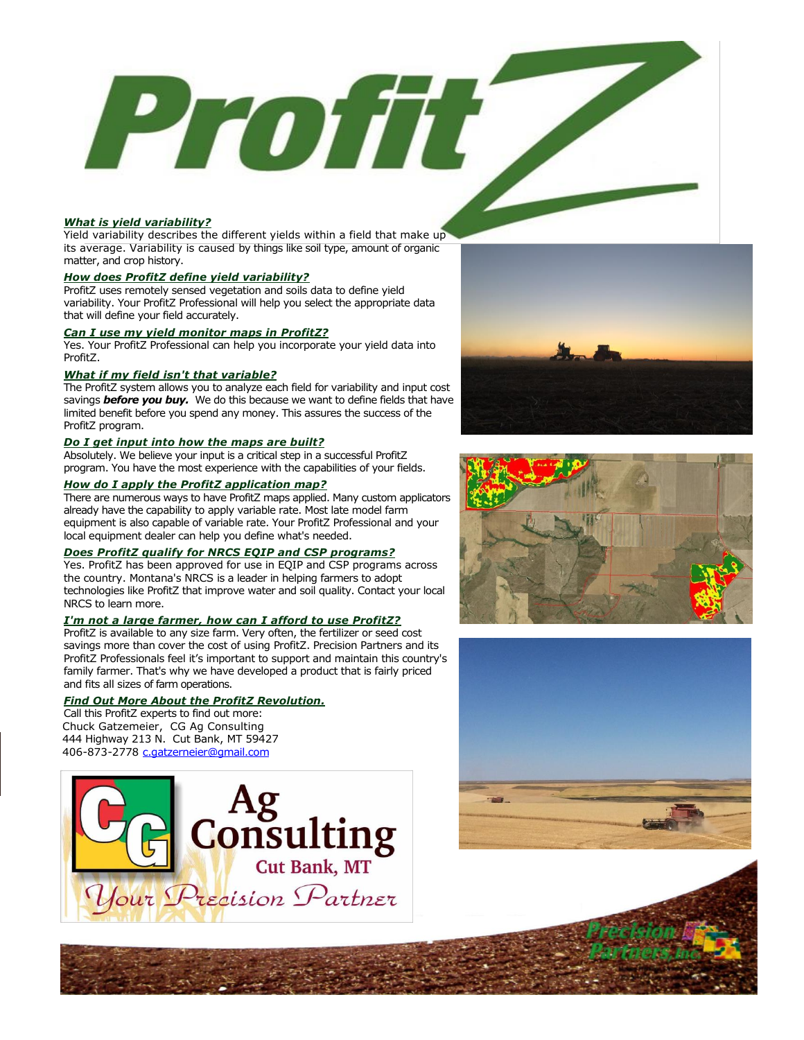# ProfitZ

### *What is yield variability?*

Yield variability describes the different yields within a field that make up its average. Variability is caused by things like soil type, amount of organic matter, and crop history.

### *How does ProfitZ define yield variability?*

ProfitZ uses remotely sensed vegetation and soils data to define yield variability. Your ProfitZ Professional will help you select the appropriate data that will define your field accurately.

### *Can I use my yield monitor maps in ProfitZ?*

Yes. Your ProfitZ Professional can help you incorporate your yield data into ProfitZ.

### *What if my field isn't that variable?*

The ProfitZ system allows you to analyze each field for variability and input cost savings ***before you buy.*** We do this because we want to define fields that have limited benefit before you spend any money. This assures the success of the ProfitZ program.

### *Do I get input into how the maps are built?*

Absolutely. We believe your input is a critical step in a successful ProfitZ program. You have the most experience with the capabilities of your fields.

### *How do I apply the ProfitZ application map?*

There are numerous ways to have ProfitZ maps applied. Many custom applicators already have the capability to apply variable rate. Most late model farm equipment is also capable of variable rate. Your ProfitZ Professional and your local equipment dealer can help you define what's needed.

### *Does ProfitZ qualify for NRCS EQIP and CSP programs?*

Yes. ProfitZ has been approved for use in EQIP and CSP programs across the country. Montana's NRCS is a leader in helping farmers to adopt technologies like ProfitZ that improve water and soil quality. Contact your local NRCS to learn more.

### *I'm not a large farmer, how can I afford to use ProfitZ?*

ProfitZ is available to any size farm. Very often, the fertilizer or seed cost savings more than cover the cost of using ProfitZ. Precision Partners and its ProfitZ Professionals feel it's important to support and maintain this country's family farmer. That's why we have developed a product that is fairly priced and fits all sizes of farm operations.

### *Find Out More About the ProfitZ Revolution.*

Call this ProfitZ experts to find out more:
Chuck Gatzemeier, CG Ag Consulting
444 Highway 213 N. Cut Bank, MT 59427
406-873-2778 c.gatzerneier@gmail.com

CG Ag Consulting
Cut Bank, MT
Your Precision Partner

Precision Partners, Inc.